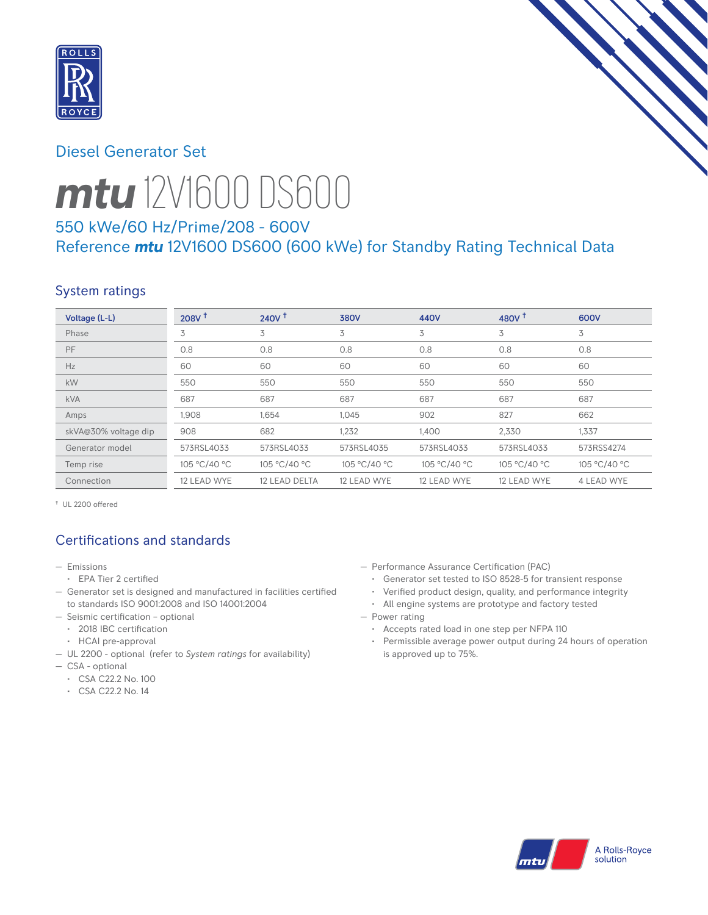## Diesel Generator Set

# *mtu* 12V1600 DS600

### 550 kWe/60 Hz/Prime/208 - 600V
### Reference *mtu* 12V1600 DS600 (600 kWe) for Standby Rating Technical Data

## System ratings

| Voltage (L-L) | 208V † | 240V † | 380V | 440V | 480V † | 600V |
|---|---|---|---|---|---|---|
| Phase | 3 | 3 | 3 | 3 | 3 | 3 |
| PF | 0.8 | 0.8 | 0.8 | 0.8 | 0.8 | 0.8 |
| Hz | 60 | 60 | 60 | 60 | 60 | 60 |
| kW | 550 | 550 | 550 | 550 | 550 | 550 |
| kVA | 687 | 687 | 687 | 687 | 687 | 687 |
| Amps | 1,908 | 1,654 | 1,045 | 902 | 827 | 662 |
| skVA@30% voltage dip | 908 | 682 | 1,232 | 1,400 | 2,330 | 1,337 |
| Generator model | 573RSL4033 | 573RSL4033 | 573RSL4035 | 573RSL4033 | 573RSL4033 | 573RSS4274 |
| Temp rise | 105 °C/40 °C | 105 °C/40 °C | 105 °C/40 °C | 105 °C/40 °C | 105 °C/40 °C | 105 °C/40 °C |
| Connection | 12 LEAD WYE | 12 LEAD DELTA | 12 LEAD WYE | 12 LEAD WYE | 12 LEAD WYE | 4 LEAD WYE |

† UL 2200 offered

## Certifications and standards

- Emissions
  - EPA Tier 2 certified
- Generator set is designed and manufactured in facilities certified to standards ISO 9001:2008 and ISO 14001:2004
- Seismic certification – optional
  - 2018 IBC certification
  - HCAI pre-approval
- UL 2200 - optional (refer to *System ratings* for availability)
- CSA - optional
  - CSA C22.2 No. 100
  - CSA C22.2 No. 14
- Performance Assurance Certification (PAC)
  - Generator set tested to ISO 8528-5 for transient response
  - Verified product design, quality, and performance integrity
  - All engine systems are prototype and factory tested
- Power rating
  - Accepts rated load in one step per NFPA 110
  - Permissible average power output during 24 hours of operation is approved up to 75%.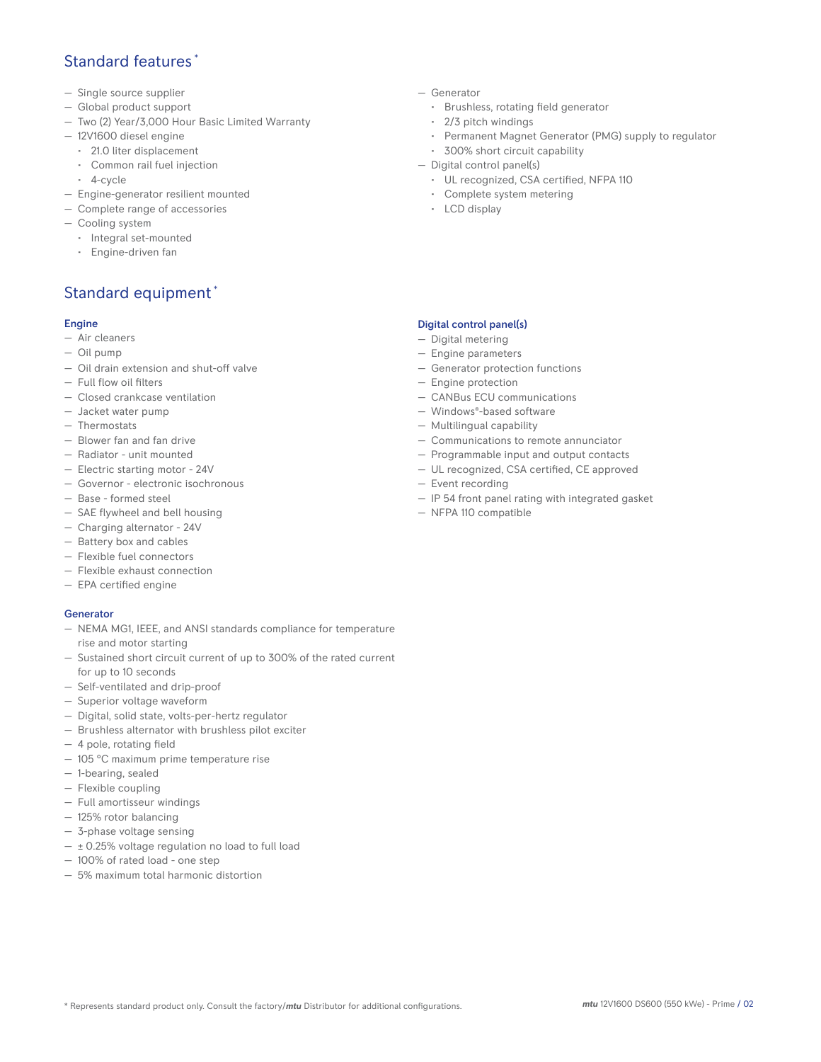## Standard features*

- Single source supplier
- Global product support
- Two (2) Year/3,000 Hour Basic Limited Warranty
- 12V1600 diesel engine
  - 21.0 liter displacement
  - Common rail fuel injection
  - 4-cycle
- Engine-generator resilient mounted
- Complete range of accessories
- Cooling system
  - Integral set-mounted
  - Engine-driven fan
- Generator
  - Brushless, rotating field generator
  - 2/3 pitch windings
  - Permanent Magnet Generator (PMG) supply to regulator
  - 300% short circuit capability
- Digital control panel(s)
  - UL recognized, CSA certified, NFPA 110
  - Complete system metering
  - LCD display

## Standard equipment*

### Engine

- Air cleaners
- Oil pump
- Oil drain extension and shut-off valve
- Full flow oil filters
- Closed crankcase ventilation
- Jacket water pump
- Thermostats
- Blower fan and fan drive
- Radiator - unit mounted
- Electric starting motor - 24V
- Governor - electronic isochronous
- Base - formed steel
- SAE flywheel and bell housing
- Charging alternator - 24V
- Battery box and cables
- Flexible fuel connectors
- Flexible exhaust connection
- EPA certified engine

### Generator

- NEMA MG1, IEEE, and ANSI standards compliance for temperature rise and motor starting
- Sustained short circuit current of up to 300% of the rated current for up to 10 seconds
- Self-ventilated and drip-proof
- Superior voltage waveform
- Digital, solid state, volts-per-hertz regulator
- Brushless alternator with brushless pilot exciter
- 4 pole, rotating field
- 105 °C maximum prime temperature rise
- 1-bearing, sealed
- Flexible coupling
- Full amortisseur windings
- 125% rotor balancing
- 3-phase voltage sensing
- ± 0.25% voltage regulation no load to full load
- 100% of rated load - one step
- 5% maximum total harmonic distortion

### Digital control panel(s)

- Digital metering
- Engine parameters
- Generator protection functions
- Engine protection
- CANBus ECU communications
- Windows®-based software
- Multilingual capability
- Communications to remote annunciator
- Programmable input and output contacts
- UL recognized, CSA certified, CE approved
- Event recording
- IP 54 front panel rating with integrated gasket
- NFPA 110 compatible

* Represents standard product only. Consult the factory/*mtu* Distributor for additional configurations.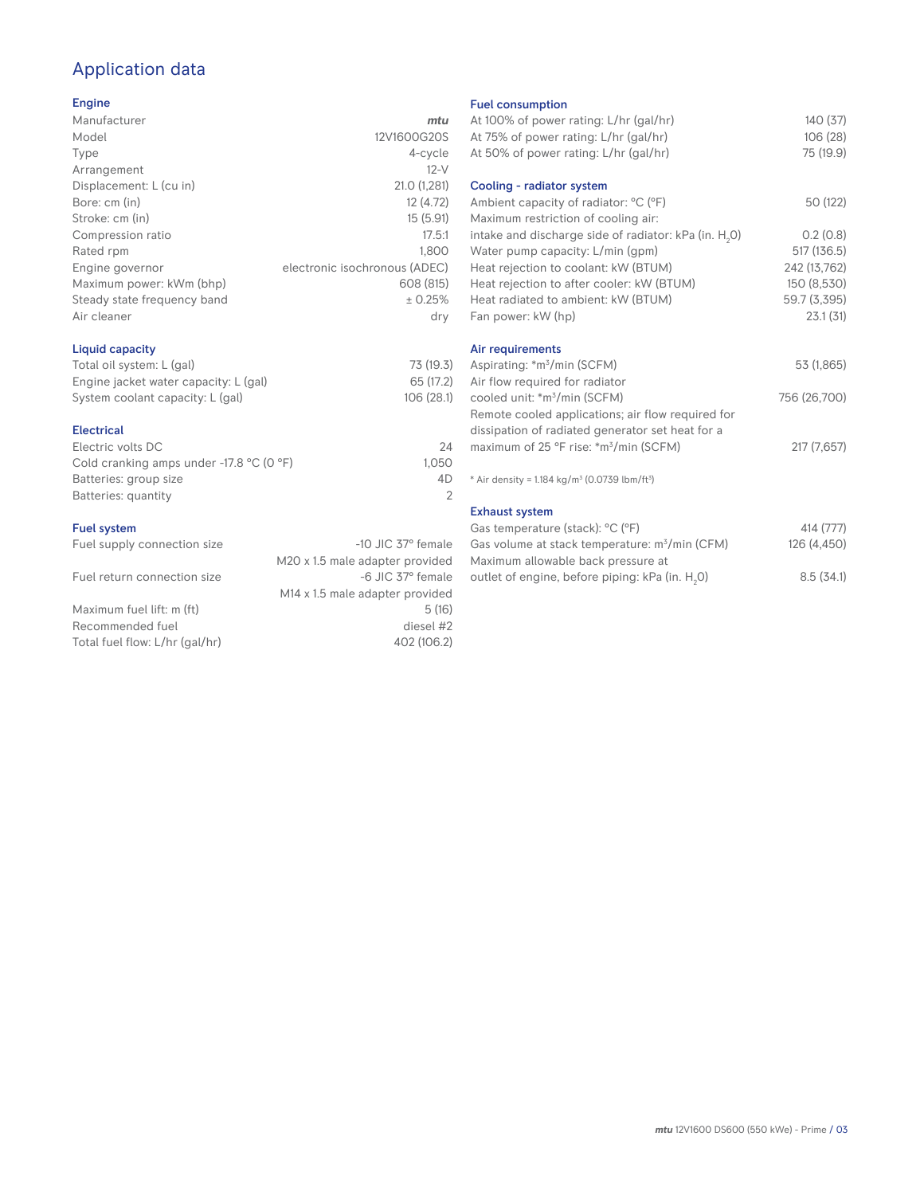# Application data

## Engine

| | |
|---|---|
| Manufacturer | *mtu* |
| Model | 12V1600G20S |
| Type | 4-cycle |
| Arrangement | 12-V |
| Displacement: L (cu in) | 21.0 (1,281) |
| Bore: cm (in) | 12 (4.72) |
| Stroke: cm (in) | 15 (5.91) |
| Compression ratio | 17.5:1 |
| Rated rpm | 1,800 |
| Engine governor | electronic isochronous (ADEC) |
| Maximum power: kWm (bhp) | 608 (815) |
| Steady state frequency band | ± 0.25% |
| Air cleaner | dry |

## Liquid capacity

| | |
|---|---|
| Total oil system: L (gal) | 73 (19.3) |
| Engine jacket water capacity: L (gal) | 65 (17.2) |
| System coolant capacity: L (gal) | 106 (28.1) |

## Electrical

| | |
|---|---|
| Electric volts DC | 24 |
| Cold cranking amps under -17.8 °C (0 °F) | 1,050 |
| Batteries: group size | 4D |
| Batteries: quantity | 2 |

## Fuel system

| | |
|---|---|
| Fuel supply connection size | -10 JIC 37° female<br>M20 x 1.5 male adapter provided |
| Fuel return connection size | -6 JIC 37° female<br>M14 x 1.5 male adapter provided |
| Maximum fuel lift: m (ft) | 5 (16) |
| Recommended fuel | diesel #2 |
| Total fuel flow: L/hr (gal/hr) | 402 (106.2) |

## Fuel consumption

| | |
|---|---|
| At 100% of power rating: L/hr (gal/hr) | 140 (37) |
| At 75% of power rating: L/hr (gal/hr) | 106 (28) |
| At 50% of power rating: L/hr (gal/hr) | 75 (19.9) |

## Cooling - radiator system

| | |
|---|---|
| Ambient capacity of radiator: °C (°F) | 50 (122) |
| Maximum restriction of cooling air:<br>intake and discharge side of radiator: kPa (in. $H_2O$) | 0.2 (0.8) |
| Water pump capacity: L/min (gpm) | 517 (136.5) |
| Heat rejection to coolant: kW (BTUM) | 242 (13,762) |
| Heat rejection to after cooler: kW (BTUM) | 150 (8,530) |
| Heat radiated to ambient: kW (BTUM) | 59.7 (3,395) |
| Fan power: kW (hp) | 23.1 (31) |

## Air requirements

| | |
|---|---|
| Aspirating: *m³/min (SCFM) | 53 (1,865) |
| Air flow required for radiator<br>cooled unit: *m³/min (SCFM) | 756 (26,700) |
| Remote cooled applications; air flow required for dissipation of radiated generator set heat for a maximum of 25 °F rise: *m³/min (SCFM) | 217 (7,657) |

\* Air density = 1.184 kg/m³ (0.0739 lbm/ft³)

## Exhaust system

| | |
|---|---|
| Gas temperature (stack): °C (°F) | 414 (777) |
| Gas volume at stack temperature: m³/min (CFM) | 126 (4,450) |
| Maximum allowable back pressure at<br>outlet of engine, before piping: kPa (in. $H_2O$) | 8.5 (34.1) |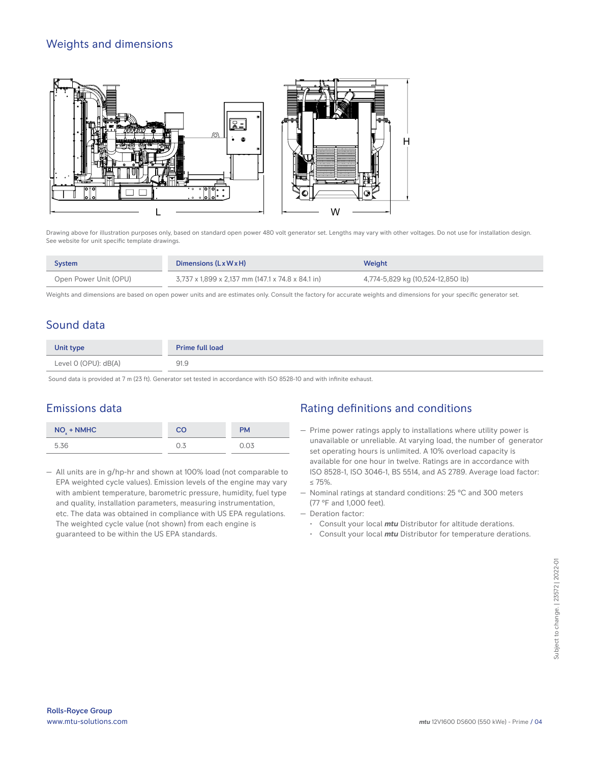## Weights and dimensions

L

W

H

Drawing above for illustration purposes only, based on standard open power 480 volt generator set. Lengths may vary with other voltages. Do not use for installation design. See website for unit specific template drawings.

| System | Dimensions (L x W x H) | Weight |
|---|---|---|
| Open Power Unit (OPU) | 3,737 x 1,899 x 2,137 mm (147.1 x 74.8 x 84.1 in) | 4,774-5,829 kg (10,524-12,850 lb) |

Weights and dimensions are based on open power units and are estimates only. Consult the factory for accurate weights and dimensions for your specific generator set.

## Sound data

| Unit type | Prime full load |
|---|---|
| Level 0 (OPU): dB(A) | 91.9 |

Sound data is provided at 7 m (23 ft). Generator set tested in accordance with ISO 8528-10 and with infinite exhaust.

## Emissions data

| $NO_x$ + NMHC | CO | PM |
|---|---|---|
| 5.36 | 0.3 | 0.03 |

- All units are in g/hp-hr and shown at 100% load (not comparable to EPA weighted cycle values). Emission levels of the engine may vary with ambient temperature, barometric pressure, humidity, fuel type and quality, installation parameters, measuring instrumentation, etc. The data was obtained in compliance with US EPA regulations. The weighted cycle value (not shown) from each engine is guaranteed to be within the US EPA standards.

## Rating definitions and conditions

- Prime power ratings apply to installations where utility power is unavailable or unreliable. At varying load, the number of generator set operating hours is unlimited. A 10% overload capacity is available for one hour in twelve. Ratings are in accordance with ISO 8528-1, ISO 3046-1, BS 5514, and AS 2789. Average load factor: ≤ 75%.
- Nominal ratings at standard conditions: 25 °C and 300 meters (77 °F and 1,000 feet).
- Deration factor:
  - Consult your local ***mtu*** Distributor for altitude derations.
  - Consult your local ***mtu*** Distributor for temperature derations.

Subject to change. | 23572 | 2022-01

Rolls-Royce Group
www.mtu-solutions.com